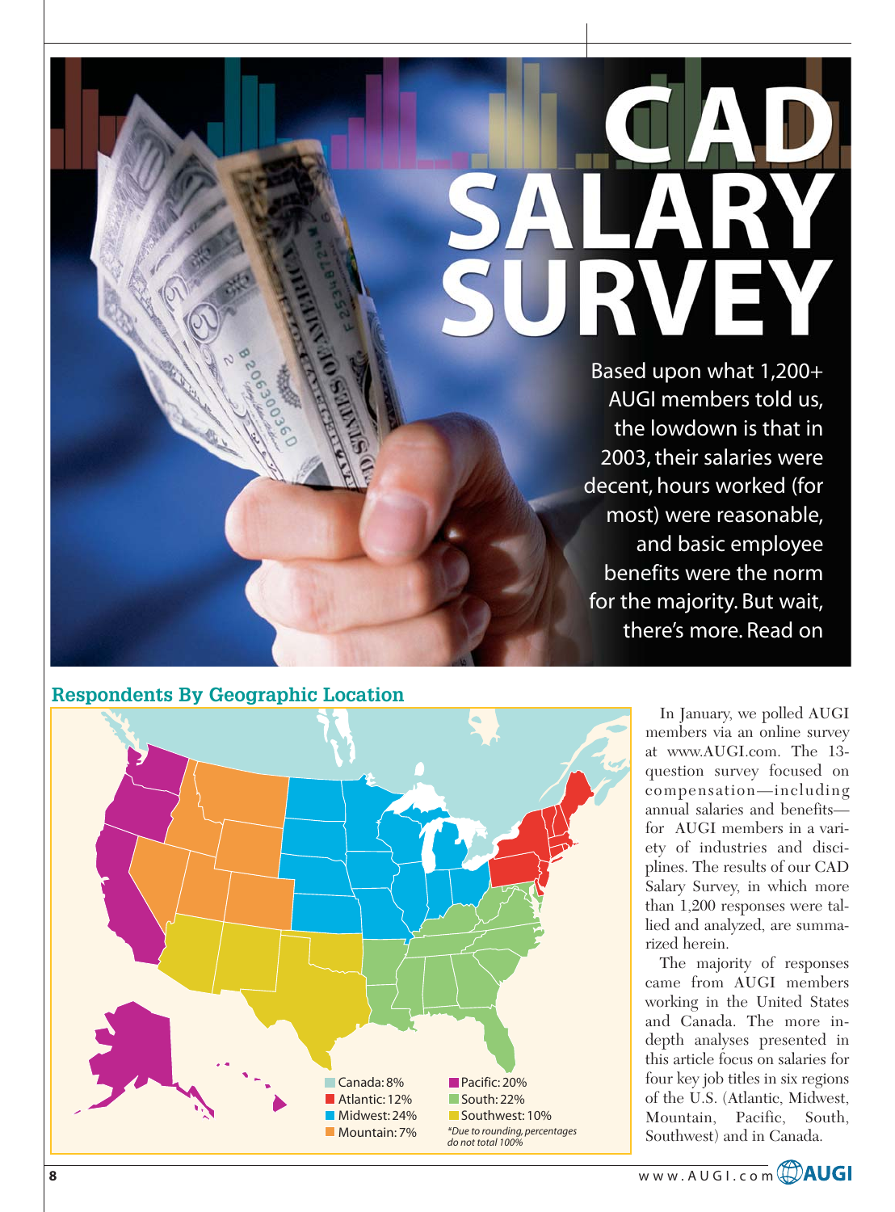# CAD SALARY SURVEY

Based upon what 1,200+ AUGI members told us, the lowdown is that in 2003, their salaries were decent, hours worked (for most) were reasonable, and basic employee benefits were the norm for the majority. But wait, there's more. Read on

## Respondents By Geographic Location

- Canada: 8%
- Atlantic: 12%
- Midwest: 24%
- Mountain: 7%
- Pacific: 20%
- South: 22%
- Southwest: 10%

*\*Due to rounding, percentages do not total 100%*

In January, we polled AUGI members via an online survey at www.AUGI.com. The 13-question survey focused on compensation—including annual salaries and benefits—for AUGI members in a variety of industries and disciplines. The results of our CAD Salary Survey, in which more than 1,200 responses were tallied and analyzed, are summarized herein.

The majority of responses came from AUGI members working in the United States and Canada. The more in-depth analyses presented in this article focus on salaries for four key job titles in six regions of the U.S. (Atlantic, Midwest, Mountain, Pacific, South, Southwest) and in Canada.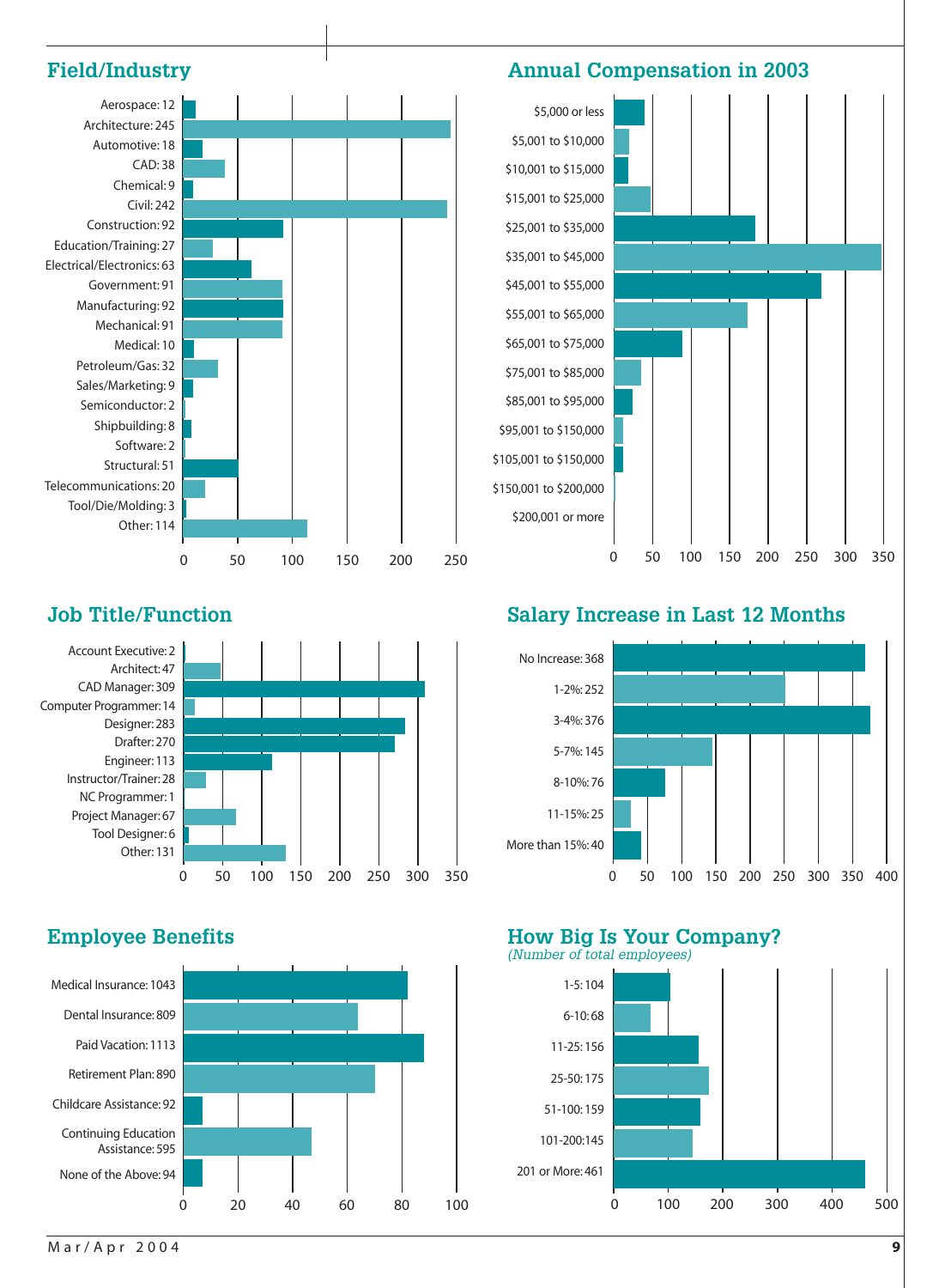## Field/Industry

| Field/Industry | Count |
|---|---|
| Aerospace | 12 |
| Architecture | 245 |
| Automotive | 18 |
| CAD | 38 |
| Chemical | 9 |
| Civil | 242 |
| Construction | 92 |
| Education/Training | 27 |
| Electrical/Electronics | 63 |
| Government | 91 |
| Manufacturing | 92 |
| Mechanical | 91 |
| Medical | 10 |
| Petroleum/Gas | 32 |
| Sales/Marketing | 9 |
| Semiconductor | 2 |
| Shipbuilding | 8 |
| Software | 2 |
| Structural | 51 |
| Telecommunications | 20 |
| Tool/Die/Molding | 3 |
| Other | 114 |

## Annual Compensation in 2003

| Range |
|---|
| $5,000 or less |
| $5,001 to $10,000 |
| $10,001 to $15,000 |
| $15,001 to $25,000 |
| $25,001 to $35,000 |
| $35,001 to $45,000 |
| $45,001 to $55,000 |
| $55,001 to $65,000 |
| $65,001 to $75,000 |
| $75,001 to $85,000 |
| $85,001 to $95,000 |
| $95,001 to $150,000 |
| $105,001 to $150,000 |
| $150,001 to $200,000 |
| $200,001 or more |

## Job Title/Function

| Job Title/Function | Count |
|---|---|
| Account Executive | 2 |
| Architect | 47 |
| CAD Manager | 309 |
| Computer Programmer | 14 |
| Designer | 283 |
| Drafter | 270 |
| Engineer | 113 |
| Instructor/Trainer | 28 |
| NC Programmer | 1 |
| Project Manager | 67 |
| Tool Designer | 6 |
| Other | 131 |

## Salary Increase in Last 12 Months

| Increase | Count |
|---|---|
| No Increase | 368 |
| 1-2% | 252 |
| 3-4% | 376 |
| 5-7% | 145 |
| 8-10% | 76 |
| 11-15% | 25 |
| More than 15% | 40 |

## Employee Benefits

| Benefit | Count |
|---|---|
| Medical Insurance | 1043 |
| Dental Insurance | 809 |
| Paid Vacation | 1113 |
| Retirement Plan | 890 |
| Childcare Assistance | 92 |
| Continuing Education Assistance | 595 |
| None of the Above | 94 |

## How Big Is Your Company?

*(Number of total employees)*

| Employees | Count |
|---|---|
| 1-5 | 104 |
| 6-10 | 68 |
| 11-25 | 156 |
| 25-50 | 175 |
| 51-100 | 159 |
| 101-200 | 145 |
| 201 or More | 461 |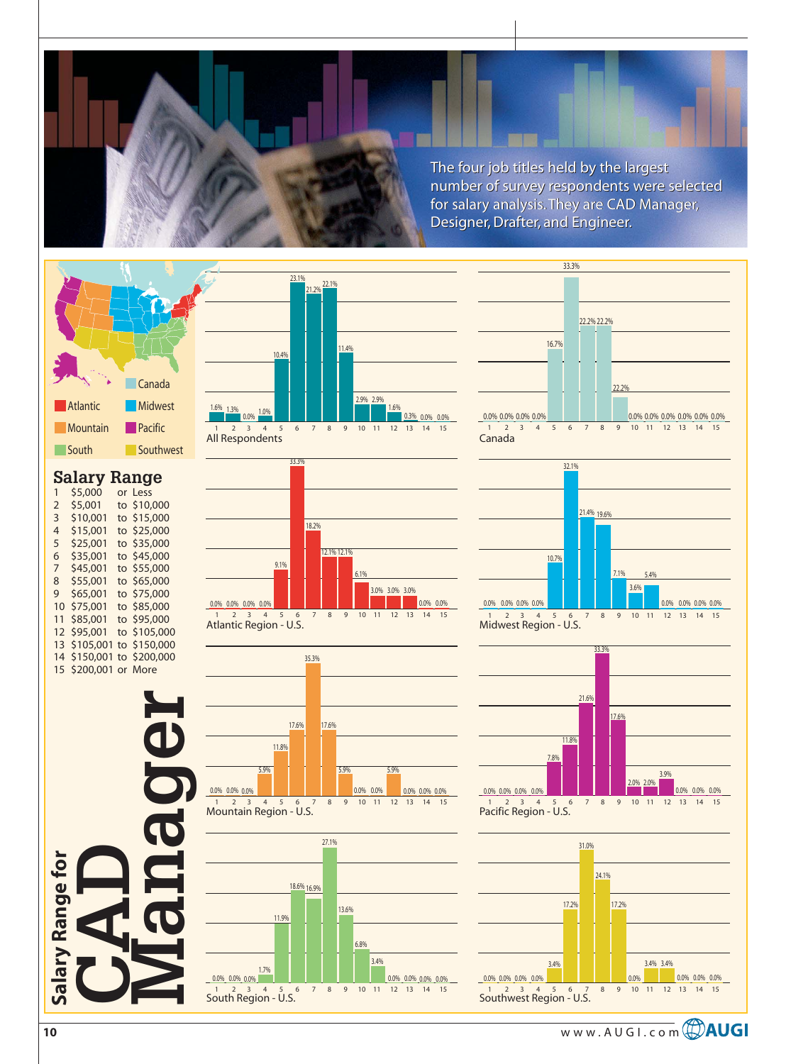The four job titles held by the largest number of survey respondents were selected for salary analysis. They are CAD Manager, Designer, Drafter, and Engineer.

# Salary Range for CAD Manager

Regions: Canada, Atlantic, Midwest, Mountain, Pacific, South, Southwest

## Salary Range

| # | Range |
|---|---|
| 1 | $5,000 or Less |
| 2 | $5,001 to $10,000 |
| 3 | $10,001 to $15,000 |
| 4 | $15,001 to $25,000 |
| 5 | $25,001 to $35,000 |
| 6 | $35,001 to $45,000 |
| 7 | $45,001 to $55,000 |
| 8 | $55,001 to $65,000 |
| 9 | $65,001 to $75,000 |
| 10 | $75,001 to $85,000 |
| 11 | $85,001 to $95,000 |
| 12 | $95,001 to $105,000 |
| 13 | $105,001 to $150,000 |
| 14 | $150,001 to $200,000 |
| 15 | $200,001 or More |

| Region | 1 | 2 | 3 | 4 | 5 | 6 | 7 | 8 | 9 | 10 | 11 | 12 | 13 | 14 | 15 |
|---|---|---|---|---|---|---|---|---|---|---|---|---|---|---|---|
| All Respondents | 1.6% | 1.3% | 0.0% | 1.0% | 10.4% | 23.1% | 21.2% | 22.1% | 11.4% | 2.9% | 2.9% | 1.6% | 0.3% | 0.0% | 0.0% |
| Canada | 0.0% | 0.0% | 0.0% | 0.0% | 16.7% | 33.3% | 22.2% | 22.2% | 22.2% | 0.0% | 0.0% | 0.0% | 0.0% | 0.0% | 0.0% |
| Atlantic Region - U.S. | 0.0% | 0.0% | 0.0% | 0.0% | 9.1% | 33.3% | 18.2% | 12.1% | 12.1% | 6.1% | 3.0% | 3.0% | 3.0% | 0.0% | 0.0% |
| Midwest Region - U.S. | 0.0% | 0.0% | 0.0% | 0.0% | 10.7% | 32.1% | 21.4% | 19.6% | 7.1% | 3.6% | 5.4% | 0.0% | 0.0% | 0.0% | 0.0% |
| Mountain Region - U.S. | 0.0% | 0.0% | 0.0% | 5.9% | 11.8% | 17.6% | 35.3% | 17.6% | 5.9% | 0.0% | 0.0% | 5.9% | 0.0% | 0.0% | 0.0% |
| Pacific Region - U.S. | 0.0% | 0.0% | 0.0% | 0.0% | 7.8% | 11.8% | 21.6% | 33.3% | 17.6% | 2.0% | 2.0% | 3.9% | 0.0% | 0.0% | 0.0% |
| South Region - U.S. | 0.0% | 0.0% | 0.0% | 1.7% | 11.9% | 18.6% | 16.9% | 27.1% | 13.6% | 6.8% | 3.4% | 0.0% | 0.0% | 0.0% | 0.0% |
| Southwest Region - U.S. | 0.0% | 0.0% | 0.0% | 0.0% | 3.4% | 17.2% | 31.0% | 24.1% | 17.2% | 0.0% | 3.4% | 3.4% | 0.0% | 0.0% | 0.0% |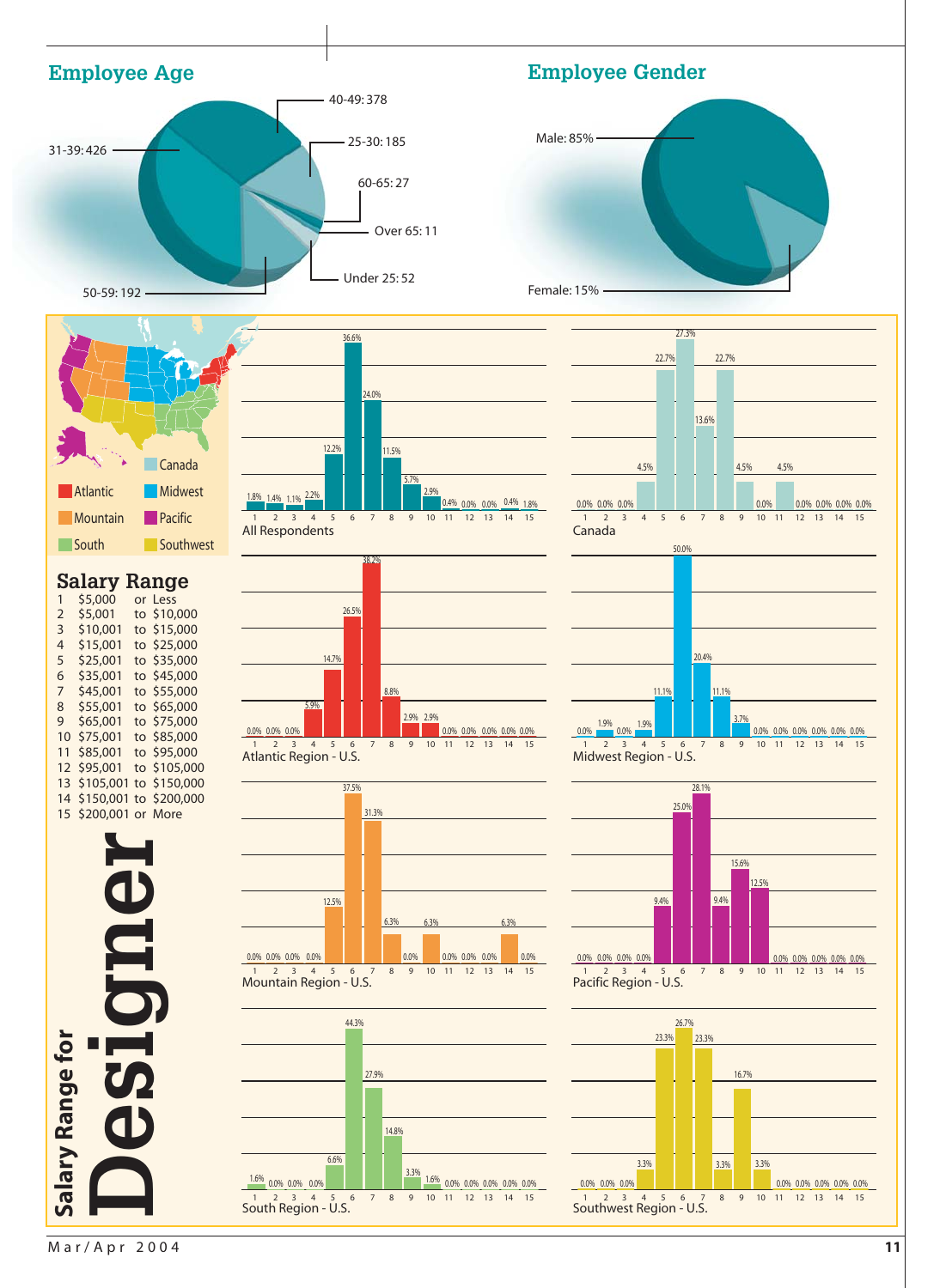# Salary Range for Designer

## Employee Age

| Age | Count |
|---|---|
| Under 25 | 52 |
| 25-30 | 185 |
| 31-39 | 426 |
| 40-49 | 378 |
| 50-59 | 192 |
| 60-65 | 27 |
| Over 65 | 11 |

## Employee Gender

| Gender | Percent |
|---|---|
| Male | 85% |
| Female | 15% |

## Salary Range

1. $5,000 or Less
2. $5,001 to $10,000
3. $10,001 to $15,000
4. $15,001 to $25,000
5. $25,001 to $35,000
6. $35,001 to $45,000
7. $45,001 to $55,000
8. $55,001 to $65,000
9. $65,001 to $75,000
10. $75,001 to $85,000
11. $85,001 to $95,000
12. $95,001 to $105,000
13. $105,001 to $150,000
14. $150,001 to $200,000
15. $200,001 or More

Regions: Canada, Atlantic, Midwest, Mountain, Pacific, South, Southwest

| Region | 1 | 2 | 3 | 4 | 5 | 6 | 7 | 8 | 9 | 10 | 11 | 12 | 13 | 14 | 15 |
|---|---|---|---|---|---|---|---|---|---|---|---|---|---|---|---|
| All Respondents | 1.8% | 1.4% | 1.1% | 2.2% | 12.2% | 36.6% | 24.0% | 11.5% | 5.7% | 2.9% | 0.4% | 0.0% | 0.0% | 0.4% | 1.8% |
| Canada | 0.0% | 0.0% | 0.0% | 4.5% | 22.7% | 27.3% | 13.6% | 22.7% | 4.5% | 0.0% | 4.5% | 0.0% | 0.0% | 0.0% | 0.0% |
| Atlantic Region - U.S. | 0.0% | 0.0% | 0.0% | 5.9% | 14.7% | 26.5% | 38.2% | 8.8% | 2.9% | 2.9% | 0.0% | 0.0% | 0.0% | 0.0% | 0.0% |
| Midwest Region - U.S. | 0.0% | 1.9% | 0.0% | 1.9% | 11.1% | 50.0% | 20.4% | 11.1% | 3.7% | 0.0% | 0.0% | 0.0% | 0.0% | 0.0% | 0.0% |
| Mountain Region - U.S. | 0.0% | 0.0% | 0.0% | 0.0% | 12.5% | 37.5% | 31.3% | 6.3% | 0.0% | 6.3% | 0.0% | 0.0% | 0.0% | 6.3% | 0.0% |
| Pacific Region - U.S. | 0.0% | 0.0% | 0.0% | 0.0% | 9.4% | 25.0% | 28.1% | 9.4% | 15.6% | 12.5% | 0.0% | 0.0% | 0.0% | 0.0% | 0.0% |
| South Region - U.S. | 1.6% | 0.0% | 0.0% | 0.0% | 6.6% | 44.3% | 27.9% | 14.8% | 3.3% | 1.6% | 0.0% | 0.0% | 0.0% | 0.0% | 0.0% |
| Southwest Region - U.S. | 0.0% | 0.0% | 0.0% | 3.3% | 23.3% | 26.7% | 23.3% | 3.3% | 16.7% | 3.3% | 0.0% | 0.0% | 0.0% | 0.0% | 0.0% |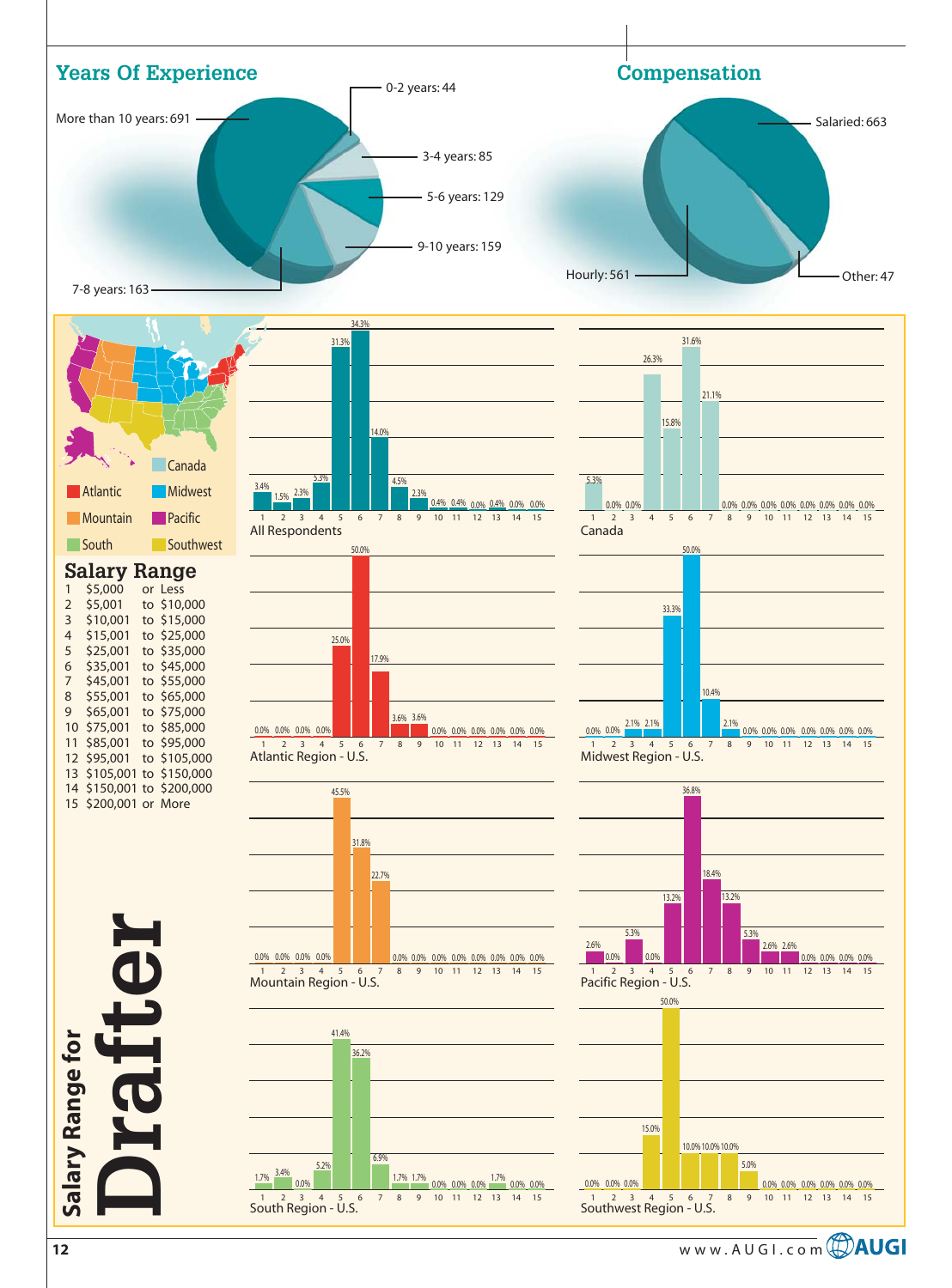# Salary Range for Drafter

## Years Of Experience

- 0-2 years: 44
- 3-4 years: 85
- 5-6 years: 129
- 7-8 years: 163
- 9-10 years: 159
- More than 10 years: 691

## Compensation

- Salaried: 663
- Hourly: 561
- Other: 47

## Salary Range

| # | Range |
|---|---|
| 1 | $5,000 or Less |
| 2 | $5,001 to $10,000 |
| 3 | $10,001 to $15,000 |
| 4 | $15,001 to $25,000 |
| 5 | $25,001 to $35,000 |
| 6 | $35,001 to $45,000 |
| 7 | $45,001 to $55,000 |
| 8 | $55,001 to $65,000 |
| 9 | $65,001 to $75,000 |
| 10 | $75,001 to $85,000 |
| 11 | $85,001 to $95,000 |
| 12 | $95,001 to $105,000 |
| 13 | $105,001 to $150,000 |
| 14 | $150,001 to $200,000 |
| 15 | $200,001 or More |

Regions: Canada, Atlantic, Midwest, Mountain, Pacific, South, Southwest

| Region | 1 | 2 | 3 | 4 | 5 | 6 | 7 | 8 | 9 | 10 | 11 | 12 | 13 | 14 | 15 |
|---|---|---|---|---|---|---|---|---|---|---|---|---|---|---|---|
| All Respondents | 3.4% | 1.5% | 2.3% | 5.3% | 31.3% | 34.3% | 14.0% | 4.5% | 2.3% | 0.4% | 0.4% | 0.0% | 0.4% | 0.0% | 0.0% |
| Canada | 5.3% | 0.0% | 0.0% | 26.3% | 15.8% | 31.6% | 21.1% | 0.0% | 0.0% | 0.0% | 0.0% | 0.0% | 0.0% | 0.0% | 0.0% |
| Atlantic Region - U.S. | 0.0% | 0.0% | 0.0% | 0.0% | 25.0% | 50.0% | 17.9% | 3.6% | 3.6% | 0.0% | 0.0% | 0.0% | 0.0% | 0.0% | 0.0% |
| Midwest Region - U.S. | 0.0% | 0.0% | 2.1% | 2.1% | 33.3% | 50.0% | 10.4% | 2.1% | 0.0% | 0.0% | 0.0% | 0.0% | 0.0% | 0.0% | 0.0% |
| Mountain Region - U.S. | 0.0% | 0.0% | 0.0% | 0.0% | 45.5% | 31.8% | 22.7% | 0.0% | 0.0% | 0.0% | 0.0% | 0.0% | 0.0% | 0.0% | 0.0% |
| Pacific Region - U.S. | 2.6% | 0.0% | 5.3% | 0.0% | 13.2% | 36.8% | 18.4% | 13.2% | 5.3% | 2.6% | 2.6% | 0.0% | 0.0% | 0.0% | 0.0% |
| South Region - U.S. | 1.7% | 3.4% | 0.0% | 5.2% | 41.4% | 36.2% | 6.9% | 1.7% | 1.7% | 0.0% | 0.0% | 0.0% | 1.7% | 0.0% | 0.0% |
| Southwest Region - U.S. | 0.0% | 0.0% | 0.0% | 15.0% | 50.0% | 10.0% | 10.0% | 10.0% | 5.0% | 0.0% | 0.0% | 0.0% | 0.0% | 0.0% | 0.0% |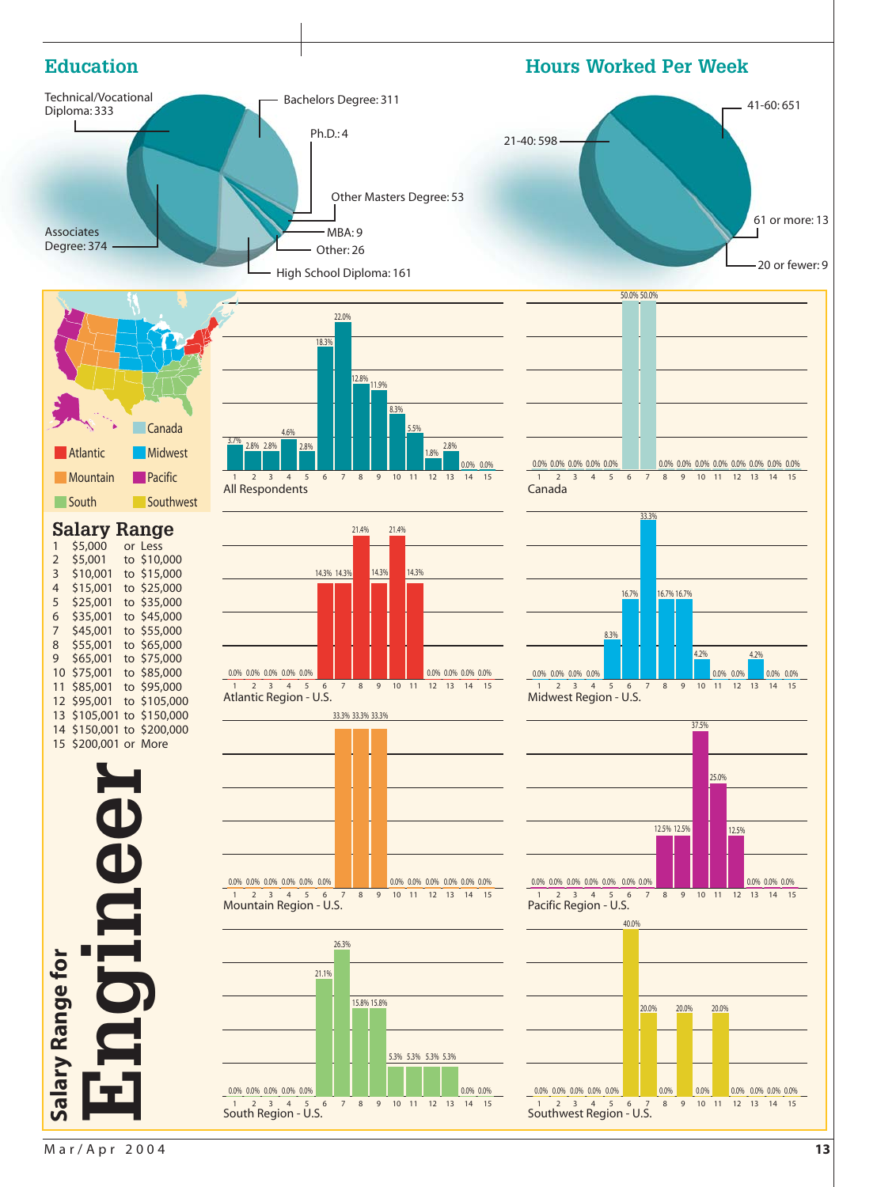## Education

Technical/Vocational Diploma: 333

Bachelors Degree: 311

Ph.D.: 4

Other Masters Degree: 53

MBA: 9

Other: 26

High School Diploma: 161

Associates Degree: 374

## Hours Worked Per Week

41-60: 651

21-40: 598

61 or more: 13

20 or fewer: 9

Canada

Atlantic

Midwest

Mountain

Pacific

South

Southwest

## Salary Range

1 $5,000 or Less
2 $5,001 to $10,000
3 $10,001 to $15,000
4 $15,001 to $25,000
5 $25,001 to $35,000
6 $35,001 to $45,000
7 $45,001 to $55,000
8 $55,001 to $65,000
9 $65,001 to $75,000
10 $75,001 to $85,000
11 $85,001 to $95,000
12 $95,001 to $105,000
13 $105,001 to $150,000
14 $150,001 to $200,000
15 $200,001 or More

# Salary Range for Engineer

All Respondents

3.7% 2.8% 2.8% 4.6% 2.8% 18.3% 22.0% 12.8% 11.9% 8.3% 5.5% 1.8% 2.8% 0.0% 0.0%

1 2 3 4 5 6 7 8 9 10 11 12 13 14 15

Canada

0.0% 0.0% 0.0% 0.0% 0.0% 50.0% 50.0% 0.0% 0.0% 0.0% 0.0% 0.0% 0.0% 0.0% 0.0%

1 2 3 4 5 6 7 8 9 10 11 12 13 14 15

Atlantic Region - U.S.

0.0% 0.0% 0.0% 0.0% 0.0% 14.3% 14.3% 21.4% 14.3% 21.4% 14.3% 0.0% 0.0% 0.0% 0.0%

1 2 3 4 5 6 7 8 9 10 11 12 13 14 15

Midwest Region - U.S.

0.0% 0.0% 0.0% 0.0% 8.3% 16.7% 33.3% 16.7% 16.7% 4.2% 0.0% 0.0% 4.2% 0.0% 0.0%

1 2 3 4 5 6 7 8 9 10 11 12 13 14 15

Mountain Region - U.S.

0.0% 0.0% 0.0% 0.0% 0.0% 0.0% 33.3% 33.3% 33.3% 0.0% 0.0% 0.0% 0.0% 0.0% 0.0%

1 2 3 4 5 6 7 8 9 10 11 12 13 14 15

Pacific Region - U.S.

0.0% 0.0% 0.0% 0.0% 0.0% 0.0% 0.0% 12.5% 12.5% 37.5% 25.0% 12.5% 0.0% 0.0% 0.0%

1 2 3 4 5 6 7 8 9 10 11 12 13 14 15

South Region - U.S.

0.0% 0.0% 0.0% 0.0% 0.0% 21.1% 26.3% 15.8% 15.8% 5.3% 5.3% 5.3% 5.3% 0.0% 0.0%

1 2 3 4 5 6 7 8 9 10 11 12 13 14 15

Southwest Region - U.S.

0.0% 0.0% 0.0% 0.0% 0.0% 40.0% 20.0% 0.0% 20.0% 0.0% 20.0% 0.0% 0.0% 0.0% 0.0%

1 2 3 4 5 6 7 8 9 10 11 12 13 14 15

Mar/Apr 2004